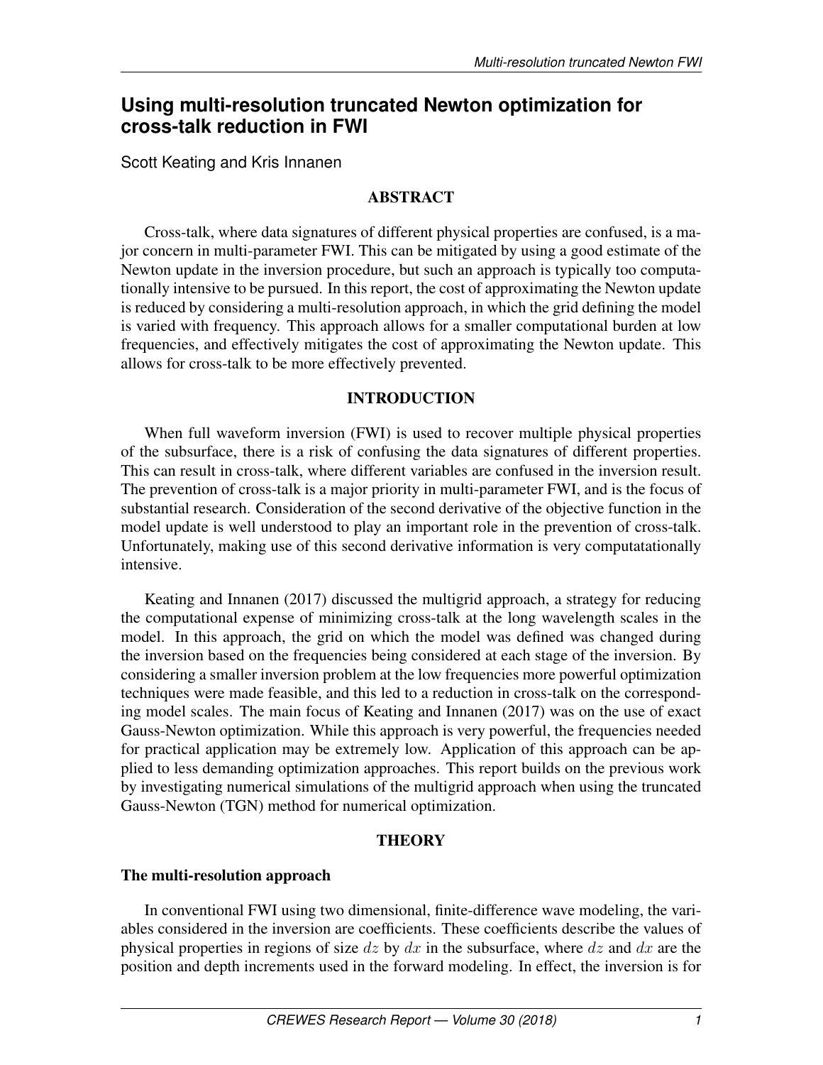# Using multi-resolution truncated Newton optimization for cross-talk reduction in FWI

Scott Keating and Kris Innanen

## ABSTRACT

Cross-talk, where data signatures of different physical properties are confused, is a major concern in multi-parameter FWI. This can be mitigated by using a good estimate of the Newton update in the inversion procedure, but such an approach is typically too computationally intensive to be pursued. In this report, the cost of approximating the Newton update is reduced by considering a multi-resolution approach, in which the grid defining the model is varied with frequency. This approach allows for a smaller computational burden at low frequencies, and effectively mitigates the cost of approximating the Newton update. This allows for cross-talk to be more effectively prevented.

## INTRODUCTION

When full waveform inversion (FWI) is used to recover multiple physical properties of the subsurface, there is a risk of confusing the data signatures of different properties. This can result in cross-talk, where different variables are confused in the inversion result. The prevention of cross-talk is a major priority in multi-parameter FWI, and is the focus of substantial research. Consideration of the second derivative of the objective function in the model update is well understood to play an important role in the prevention of cross-talk. Unfortunately, making use of this second derivative information is very computatationally intensive.

Keating and Innanen (2017) discussed the multigrid approach, a strategy for reducing the computational expense of minimizing cross-talk at the long wavelength scales in the model. In this approach, the grid on which the model was defined was changed during the inversion based on the frequencies being considered at each stage of the inversion. By considering a smaller inversion problem at the low frequencies more powerful optimization techniques were made feasible, and this led to a reduction in cross-talk on the corresponding model scales. The main focus of Keating and Innanen (2017) was on the use of exact Gauss-Newton optimization. While this approach is very powerful, the frequencies needed for practical application may be extremely low. Application of this approach can be applied to less demanding optimization approaches. This report builds on the previous work by investigating numerical simulations of the multigrid approach when using the truncated Gauss-Newton (TGN) method for numerical optimization.

## THEORY

### The multi-resolution approach

In conventional FWI using two dimensional, finite-difference wave modeling, the variables considered in the inversion are coefficients. These coefficients describe the values of physical properties in regions of size $dz$ by $dx$ in the subsurface, where $dz$ and $dx$ are the position and depth increments used in the forward modeling. In effect, the inversion is for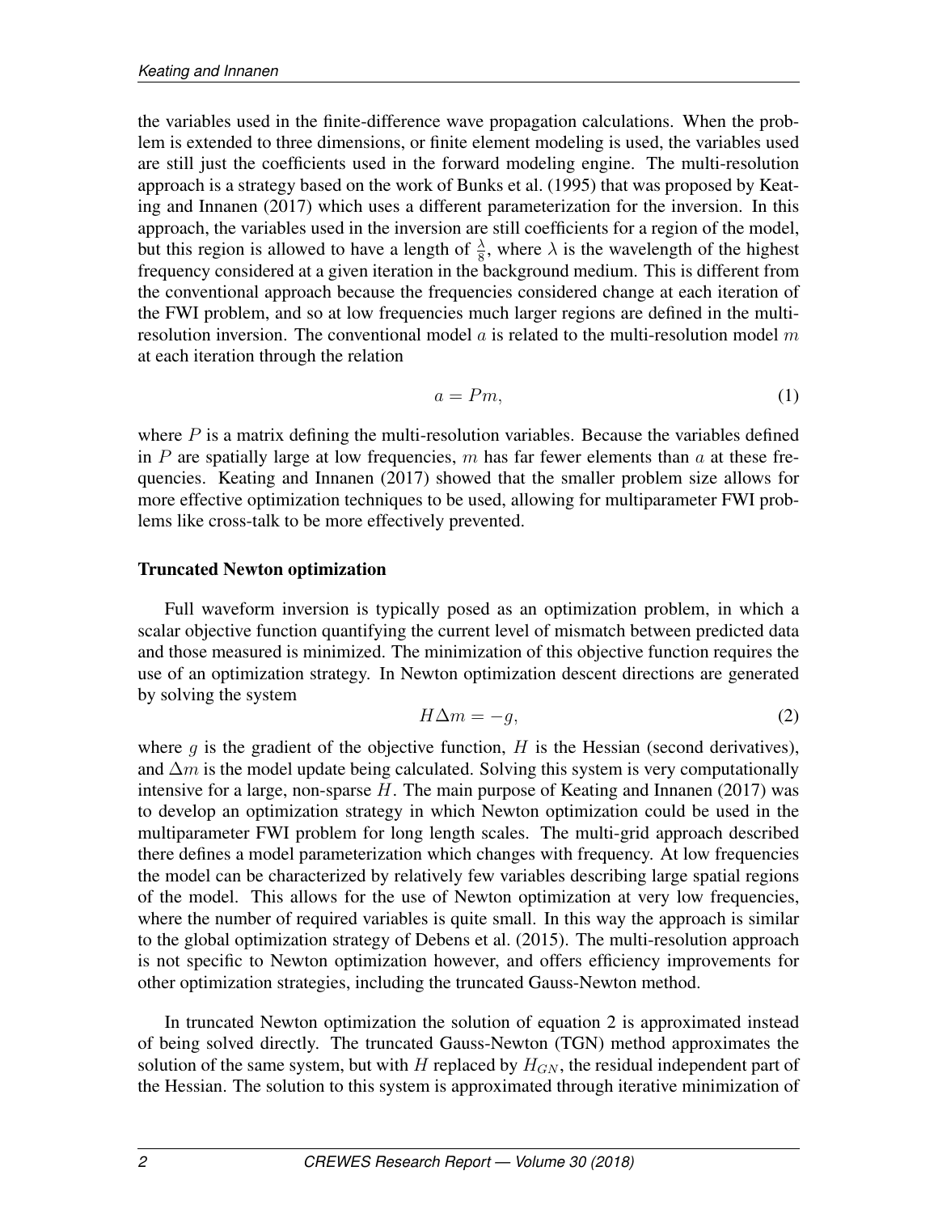the variables used in the finite-difference wave propagation calculations. When the problem is extended to three dimensions, or finite element modeling is used, the variables used are still just the coefficients used in the forward modeling engine. The multi-resolution approach is a strategy based on the work of Bunks et al. (1995) that was proposed by Keating and Innanen (2017) which uses a different parameterization for the inversion. In this approach, the variables used in the inversion are still coefficients for a region of the model, but this region is allowed to have a length of $\frac{\lambda}{8}$, where $\lambda$ is the wavelength of the highest frequency considered at a given iteration in the background medium. This is different from the conventional approach because the frequencies considered change at each iteration of the FWI problem, and so at low frequencies much larger regions are defined in the multi-resolution inversion. The conventional model $a$ is related to the multi-resolution model $m$ at each iteration through the relation

$$a = Pm, \tag{1}$$

where $P$ is a matrix defining the multi-resolution variables. Because the variables defined in $P$ are spatially large at low frequencies, $m$ has far fewer elements than $a$ at these frequencies. Keating and Innanen (2017) showed that the smaller problem size allows for more effective optimization techniques to be used, allowing for multiparameter FWI problems like cross-talk to be more effectively prevented.

## Truncated Newton optimization

Full waveform inversion is typically posed as an optimization problem, in which a scalar objective function quantifying the current level of mismatch between predicted data and those measured is minimized. The minimization of this objective function requires the use of an optimization strategy. In Newton optimization descent directions are generated by solving the system

$$H\Delta m = -g, \tag{2}$$

where $g$ is the gradient of the objective function, $H$ is the Hessian (second derivatives), and $\Delta m$ is the model update being calculated. Solving this system is very computationally intensive for a large, non-sparse $H$. The main purpose of Keating and Innanen (2017) was to develop an optimization strategy in which Newton optimization could be used in the multiparameter FWI problem for long length scales. The multi-grid approach described there defines a model parameterization which changes with frequency. At low frequencies the model can be characterized by relatively few variables describing large spatial regions of the model. This allows for the use of Newton optimization at very low frequencies, where the number of required variables is quite small. In this way the approach is similar to the global optimization strategy of Debens et al. (2015). The multi-resolution approach is not specific to Newton optimization however, and offers efficiency improvements for other optimization strategies, including the truncated Gauss-Newton method.

In truncated Newton optimization the solution of equation 2 is approximated instead of being solved directly. The truncated Gauss-Newton (TGN) method approximates the solution of the same system, but with $H$ replaced by $H_{GN}$, the residual independent part of the Hessian. The solution to this system is approximated through iterative minimization of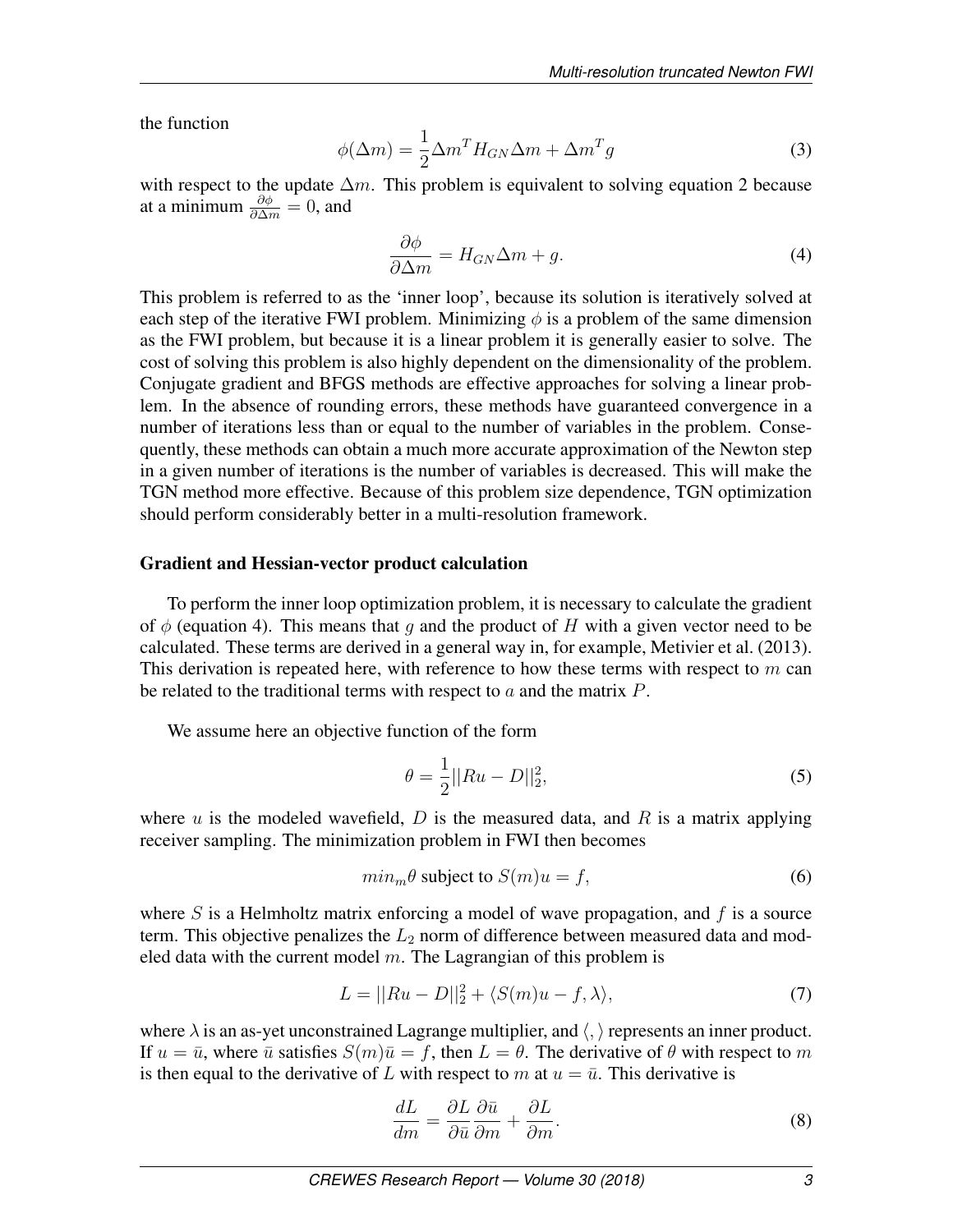the function

$$\phi(\Delta m) = \frac{1}{2}\Delta m^T H_{GN} \Delta m + \Delta m^T g \tag{3}$$

with respect to the update $\Delta m$. This problem is equivalent to solving equation 2 because at a minimum $\frac{\partial \phi}{\partial \Delta m} = 0$, and

$$\frac{\partial \phi}{\partial \Delta m} = H_{GN} \Delta m + g. \tag{4}$$

This problem is referred to as the 'inner loop', because its solution is iteratively solved at each step of the iterative FWI problem. Minimizing $\phi$ is a problem of the same dimension as the FWI problem, but because it is a linear problem it is generally easier to solve. The cost of solving this problem is also highly dependent on the dimensionality of the problem. Conjugate gradient and BFGS methods are effective approaches for solving a linear problem. In the absence of rounding errors, these methods have guaranteed convergence in a number of iterations less than or equal to the number of variables in the problem. Consequently, these methods can obtain a much more accurate approximation of the Newton step in a given number of iterations is the number of variables is decreased. This will make the TGN method more effective. Because of this problem size dependence, TGN optimization should perform considerably better in a multi-resolution framework.

### Gradient and Hessian-vector product calculation

To perform the inner loop optimization problem, it is necessary to calculate the gradient of $\phi$ (equation 4). This means that $g$ and the product of $H$ with a given vector need to be calculated. These terms are derived in a general way in, for example, Metivier et al. (2013). This derivation is repeated here, with reference to how these terms with respect to $m$ can be related to the traditional terms with respect to $a$ and the matrix $P$.

We assume here an objective function of the form

$$\theta = \frac{1}{2}||Ru - D||_2^2, \tag{5}$$

where $u$ is the modeled wavefield, $D$ is the measured data, and $R$ is a matrix applying receiver sampling. The minimization problem in FWI then becomes

$$min_m \theta \text{ subject to } S(m)u = f, \tag{6}$$

where $S$ is a Helmholtz matrix enforcing a model of wave propagation, and $f$ is a source term. This objective penalizes the $L_2$ norm of difference between measured data and modeled data with the current model $m$. The Lagrangian of this problem is

$$L = ||Ru - D||_2^2 + \langle S(m)u - f, \lambda \rangle, \tag{7}$$

where $\lambda$ is an as-yet unconstrained Lagrange multiplier, and $\langle , \rangle$ represents an inner product. If $u = \bar{u}$, where $\bar{u}$ satisfies $S(m)\bar{u} = f$, then $L = \theta$. The derivative of $\theta$ with respect to $m$ is then equal to the derivative of $L$ with respect to $m$ at $u = \bar{u}$. This derivative is

$$\frac{dL}{dm} = \frac{\partial L}{\partial \bar{u}} \frac{\partial \bar{u}}{\partial m} + \frac{\partial L}{\partial m}. \tag{8}$$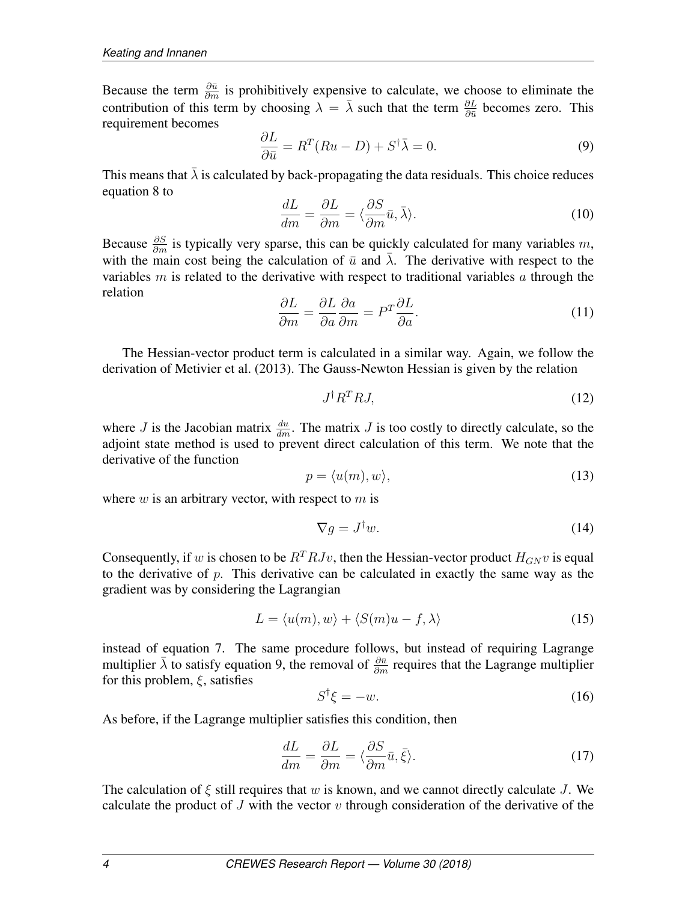Because the term $\frac{\partial \bar{u}}{\partial m}$ is prohibitively expensive to calculate, we choose to eliminate the contribution of this term by choosing $\lambda = \bar{\lambda}$ such that the term $\frac{\partial L}{\partial \bar{u}}$ becomes zero. This requirement becomes

$$\frac{\partial L}{\partial \bar{u}} = R^T(Ru - D) + S^\dagger \bar{\lambda} = 0. \tag{9}$$

This means that $\bar{\lambda}$ is calculated by back-propagating the data residuals. This choice reduces equation 8 to

$$\frac{dL}{dm} = \frac{\partial L}{\partial m} = \langle \frac{\partial S}{\partial m}\bar{u}, \bar{\lambda} \rangle. \tag{10}$$

Because $\frac{\partial S}{\partial m}$ is typically very sparse, this can be quickly calculated for many variables $m$, with the main cost being the calculation of $\bar{u}$ and $\bar{\lambda}$. The derivative with respect to the variables $m$ is related to the derivative with respect to traditional variables $a$ through the relation

$$\frac{\partial L}{\partial m} = \frac{\partial L}{\partial a}\frac{\partial a}{\partial m} = P^T \frac{\partial L}{\partial a}. \tag{11}$$

The Hessian-vector product term is calculated in a similar way. Again, we follow the derivation of Metivier et al. (2013). The Gauss-Newton Hessian is given by the relation

$$J^\dagger R^T R J, \tag{12}$$

where $J$ is the Jacobian matrix $\frac{du}{dm}$. The matrix $J$ is too costly to directly calculate, so the adjoint state method is used to prevent direct calculation of this term. We note that the derivative of the function

$$p = \langle u(m), w \rangle, \tag{13}$$

where $w$ is an arbitrary vector, with respect to $m$ is

$$\nabla g = J^\dagger w. \tag{14}$$

Consequently, if $w$ is chosen to be $R^T R J v$, then the Hessian-vector product $H_{GN} v$ is equal to the derivative of $p$. This derivative can be calculated in exactly the same way as the gradient was by considering the Lagrangian

$$L = \langle u(m), w \rangle + \langle S(m)u - f, \lambda \rangle \tag{15}$$

instead of equation 7. The same procedure follows, but instead of requiring Lagrange multiplier $\bar{\lambda}$ to satisfy equation 9, the removal of $\frac{\partial \bar{u}}{\partial m}$ requires that the Lagrange multiplier for this problem, $\xi$, satisfies

$$S^\dagger \xi = -w. \tag{16}$$

As before, if the Lagrange multiplier satisfies this condition, then

$$\frac{dL}{dm} = \frac{\partial L}{\partial m} = \langle \frac{\partial S}{\partial m}\bar{u}, \bar{\xi} \rangle. \tag{17}$$

The calculation of $\xi$ still requires that $w$ is known, and we cannot directly calculate $J$. We calculate the product of $J$ with the vector $v$ through consideration of the derivative of the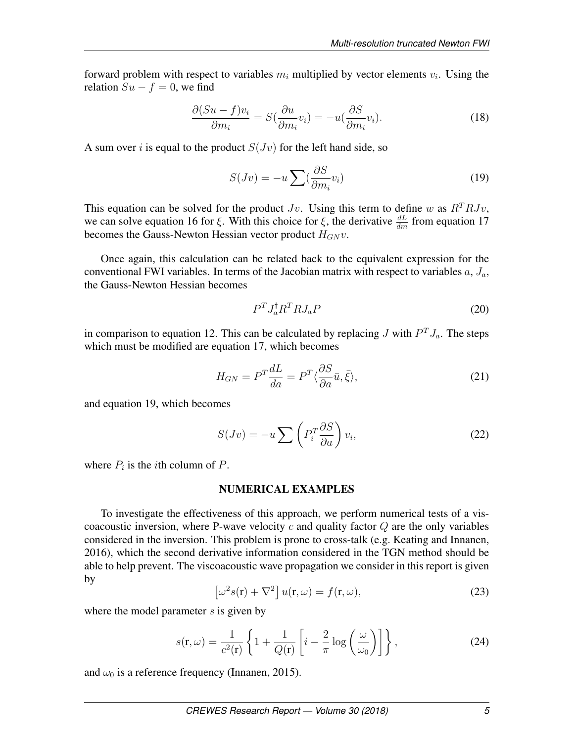forward problem with respect to variables $m_i$ multiplied by vector elements $v_i$. Using the relation $Su - f = 0$, we find

$$\frac{\partial(Su - f)v_i}{\partial m_i} = S(\frac{\partial u}{\partial m_i}v_i) = -u(\frac{\partial S}{\partial m_i}v_i). \tag{18}$$

A sum over $i$ is equal to the product $S(Jv)$ for the left hand side, so

$$S(Jv) = -u\sum(\frac{\partial S}{\partial m_i}v_i) \tag{19}$$

This equation can be solved for the product $Jv$. Using this term to define $w$ as $R^TRJv$, we can solve equation 16 for $\xi$. With this choice for $\xi$, the derivative $\frac{dL}{dm}$ from equation 17 becomes the Gauss-Newton Hessian vector product $H_{GN}v$.

Once again, this calculation can be related back to the equivalent expression for the conventional FWI variables. In terms of the Jacobian matrix with respect to variables $a$, $J_a$, the Gauss-Newton Hessian becomes

$$P^TJ_a^{\dagger}R^TRJ_aP \tag{20}$$

in comparison to equation 12. This can be calculated by replacing $J$ with $P^TJ_a$. The steps which must be modified are equation 17, which becomes

$$H_{GN} = P^T\frac{dL}{da} = P^T\langle\frac{\partial S}{\partial a}\bar{u}, \bar{\xi}\rangle, \tag{21}$$

and equation 19, which becomes

$$S(Jv) = -u\sum\left(P_i^T\frac{\partial S}{\partial a}\right)v_i, \tag{22}$$

where $P_i$ is the $i$th column of $P$.

## NUMERICAL EXAMPLES

To investigate the effectiveness of this approach, we perform numerical tests of a viscoacoustic inversion, where P-wave velocity $c$ and quality factor $Q$ are the only variables considered in the inversion. This problem is prone to cross-talk (e.g. Keating and Innanen, 2016), which the second derivative information considered in the TGN method should be able to help prevent. The viscoacoustic wave propagation we consider in this report is given by

$$\left[\omega^2 s(\mathbf{r}) + \nabla^2\right]u(\mathbf{r}, \omega) = f(\mathbf{r}, \omega), \tag{23}$$

where the model parameter $s$ is given by

$$s(\mathbf{r}, \omega) = \frac{1}{c^2(\mathbf{r})}\left\{1 + \frac{1}{Q(\mathbf{r})}\left[i - \frac{2}{\pi}\log\left(\frac{\omega}{\omega_0}\right)\right]\right\}, \tag{24}$$

and $\omega_0$ is a reference frequency (Innanen, 2015).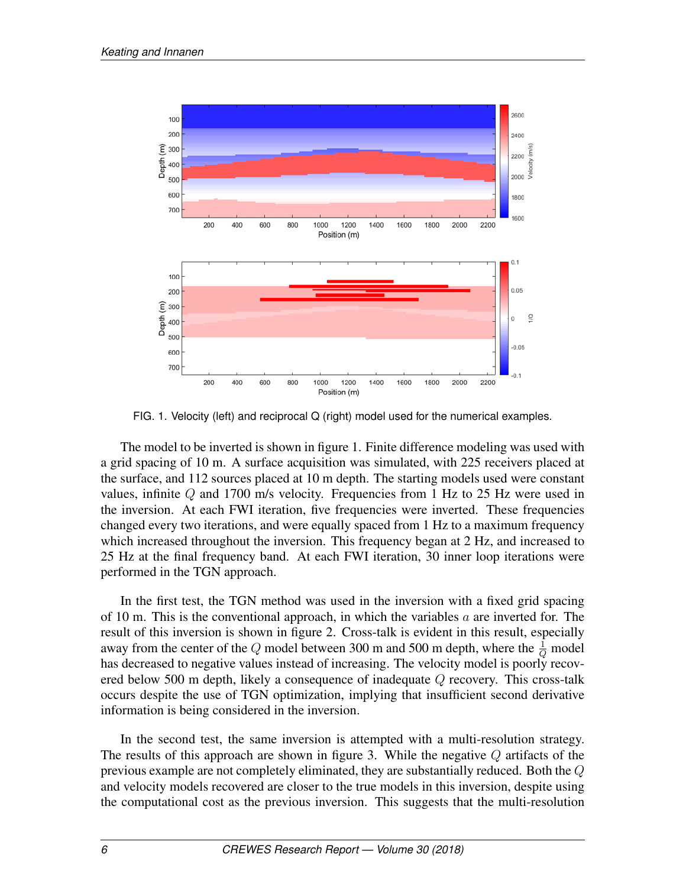FIG. 1. Velocity (left) and reciprocal Q (right) model used for the numerical examples.

The model to be inverted is shown in figure 1. Finite difference modeling was used with a grid spacing of 10 m. A surface acquisition was simulated, with 225 receivers placed at the surface, and 112 sources placed at 10 m depth. The starting models used were constant values, infinite $Q$ and 1700 m/s velocity. Frequencies from 1 Hz to 25 Hz were used in the inversion. At each FWI iteration, five frequencies were inverted. These frequencies changed every two iterations, and were equally spaced from 1 Hz to a maximum frequency which increased throughout the inversion. This frequency began at 2 Hz, and increased to 25 Hz at the final frequency band. At each FWI iteration, 30 inner loop iterations were performed in the TGN approach.

In the first test, the TGN method was used in the inversion with a fixed grid spacing of 10 m. This is the conventional approach, in which the variables $a$ are inverted for. The result of this inversion is shown in figure 2. Cross-talk is evident in this result, especially away from the center of the $Q$ model between 300 m and 500 m depth, where the $\frac{1}{Q}$ model has decreased to negative values instead of increasing. The velocity model is poorly recovered below 500 m depth, likely a consequence of inadequate $Q$ recovery. This cross-talk occurs despite the use of TGN optimization, implying that insufficient second derivative information is being considered in the inversion.

In the second test, the same inversion is attempted with a multi-resolution strategy. The results of this approach are shown in figure 3. While the negative $Q$ artifacts of the previous example are not completely eliminated, they are substantially reduced. Both the $Q$ and velocity models recovered are closer to the true models in this inversion, despite using the computational cost as the previous inversion. This suggests that the multi-resolution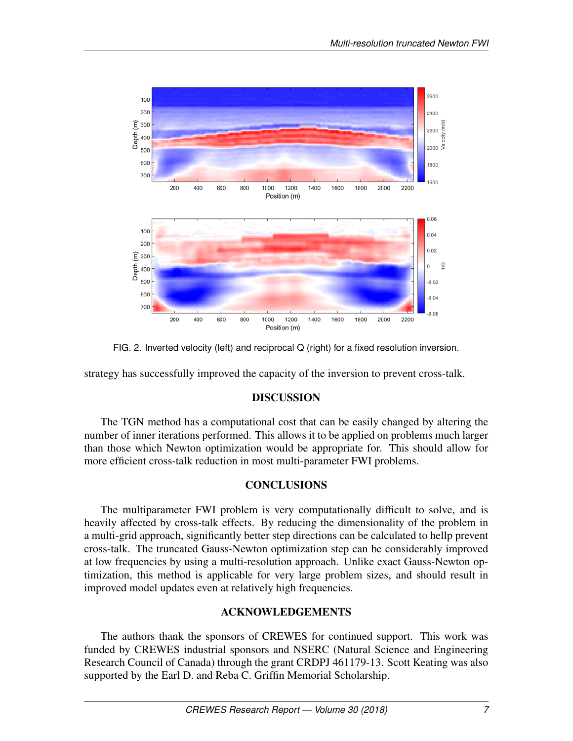FIG. 2. Inverted velocity (left) and reciprocal Q (right) for a fixed resolution inversion.

strategy has successfully improved the capacity of the inversion to prevent cross-talk.

## DISCUSSION

The TGN method has a computational cost that can be easily changed by altering the number of inner iterations performed. This allows it to be applied on problems much larger than those which Newton optimization would be appropriate for. This should allow for more efficient cross-talk reduction in most multi-parameter FWI problems.

## CONCLUSIONS

The multiparameter FWI problem is very computationally difficult to solve, and is heavily affected by cross-talk effects. By reducing the dimensionality of the problem in a multi-grid approach, significantly better step directions can be calculated to hellp prevent cross-talk. The truncated Gauss-Newton optimization step can be considerably improved at low frequencies by using a multi-resolution approach. Unlike exact Gauss-Newton optimization, this method is applicable for very large problem sizes, and should result in improved model updates even at relatively high frequencies.

## ACKNOWLEDGEMENTS

The authors thank the sponsors of CREWES for continued support. This work was funded by CREWES industrial sponsors and NSERC (Natural Science and Engineering Research Council of Canada) through the grant CRDPJ 461179-13. Scott Keating was also supported by the Earl D. and Reba C. Griffin Memorial Scholarship.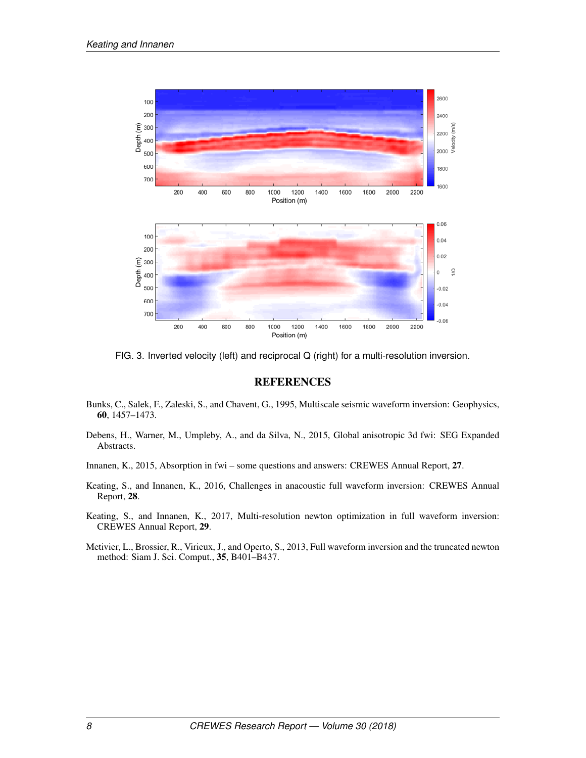100
200
300
400
500
600
700
Depth (m)
200 400 600 800 1000 1200 1400 1600 1800 2000 2200
Position (m)
2600
2400
2200
2000
1800
1600
Velocity (m/s)

100
200
300
400
500
600
700
Depth (m)
200 400 600 800 1000 1200 1400 1600 1800 2000 2200
Position (m)
0.06
0.04
0.02
0
-0.02
-0.04
-0.06
1/Q

FIG. 3. Inverted velocity (left) and reciprocal Q (right) for a multi-resolution inversion.

## REFERENCES

Bunks, C., Salek, F., Zaleski, S., and Chavent, G., 1995, Multiscale seismic waveform inversion: Geophysics, **60**, 1457–1473.

Debens, H., Warner, M., Umpleby, A., and da Silva, N., 2015, Global anisotropic 3d fwi: SEG Expanded Abstracts.

Innanen, K., 2015, Absorption in fwi – some questions and answers: CREWES Annual Report, **27**.

Keating, S., and Innanen, K., 2016, Challenges in anacoustic full waveform inversion: CREWES Annual Report, **28**.

Keating, S., and Innanen, K., 2017, Multi-resolution newton optimization in full waveform inversion: CREWES Annual Report, **29**.

Metivier, L., Brossier, R., Virieux, J., and Operto, S., 2013, Full waveform inversion and the truncated newton method: Siam J. Sci. Comput., **35**, B401–B437.